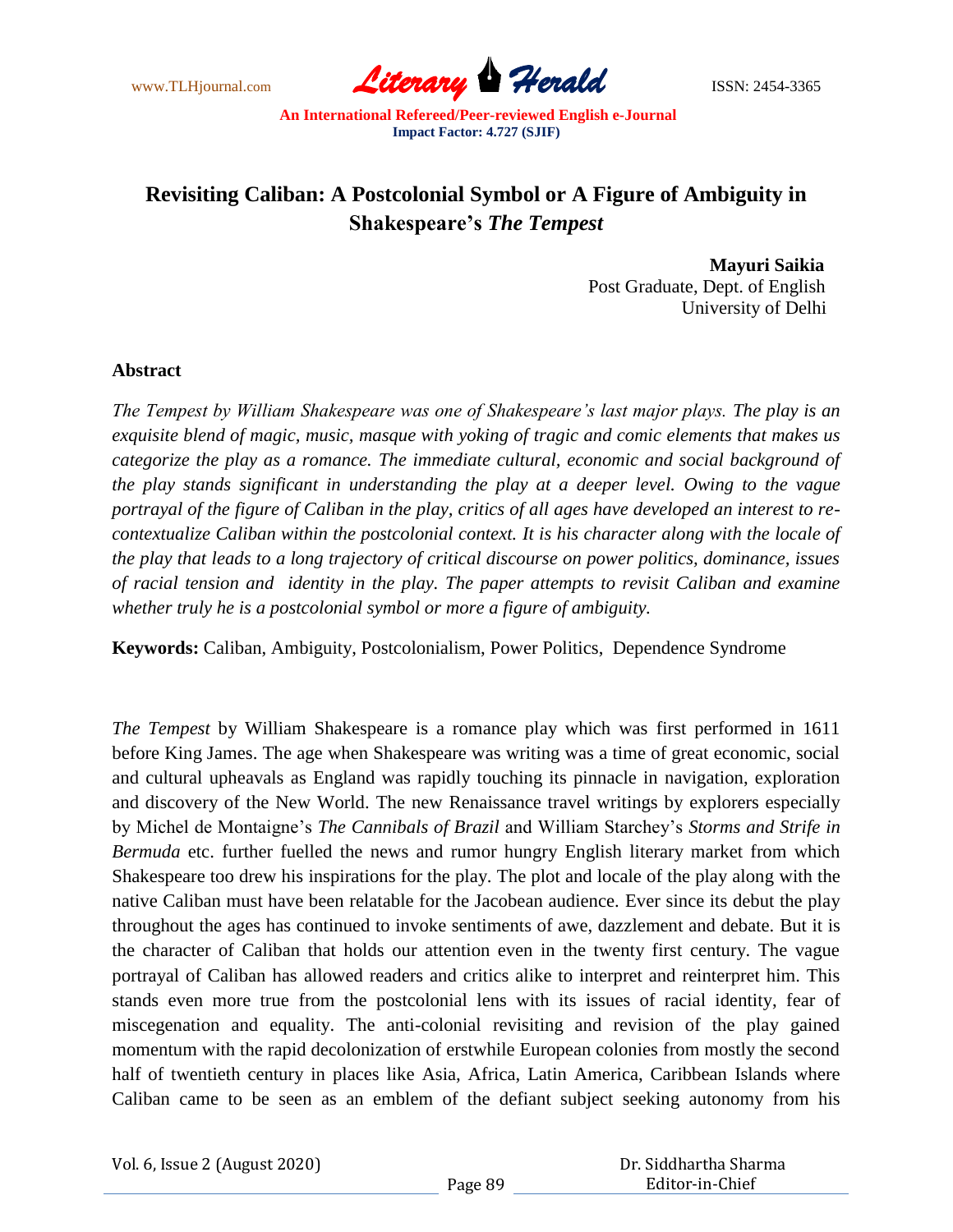# Revisiting Caliban: A Postcolonial Symbol or A Figure of Ambiguity in Shakespeare's *The Tempest*

**Mayuri Saikia**
Post Graduate, Dept. of English
University of Delhi

## Abstract

*The Tempest by William Shakespeare was one of Shakespeare's last major plays. The play is an exquisite blend of magic, music, masque with yoking of tragic and comic elements that makes us categorize the play as a romance. The immediate cultural, economic and social background of the play stands significant in understanding the play at a deeper level. Owing to the vague portrayal of the figure of Caliban in the play, critics of all ages have developed an interest to re-contextualize Caliban within the postcolonial context. It is his character along with the locale of the play that leads to a long trajectory of critical discourse on power politics, dominance, issues of racial tension and identity in the play. The paper attempts to revisit Caliban and examine whether truly he is a postcolonial symbol or more a figure of ambiguity.*

**Keywords:** Caliban, Ambiguity, Postcolonialism, Power Politics, Dependence Syndrome

*The Tempest* by William Shakespeare is a romance play which was first performed in 1611 before King James. The age when Shakespeare was writing was a time of great economic, social and cultural upheavals as England was rapidly touching its pinnacle in navigation, exploration and discovery of the New World. The new Renaissance travel writings by explorers especially by Michel de Montaigne's *The Cannibals of Brazil* and William Starchey's *Storms and Strife in Bermuda* etc. further fuelled the news and rumor hungry English literary market from which Shakespeare too drew his inspirations for the play. The plot and locale of the play along with the native Caliban must have been relatable for the Jacobean audience. Ever since its debut the play throughout the ages has continued to invoke sentiments of awe, dazzlement and debate. But it is the character of Caliban that holds our attention even in the twenty first century. The vague portrayal of Caliban has allowed readers and critics alike to interpret and reinterpret him. This stands even more true from the postcolonial lens with its issues of racial identity, fear of miscegenation and equality. The anti-colonial revisiting and revision of the play gained momentum with the rapid decolonization of erstwhile European colonies from mostly the second half of twentieth century in places like Asia, Africa, Latin America, Caribbean Islands where Caliban came to be seen as an emblem of the defiant subject seeking autonomy from his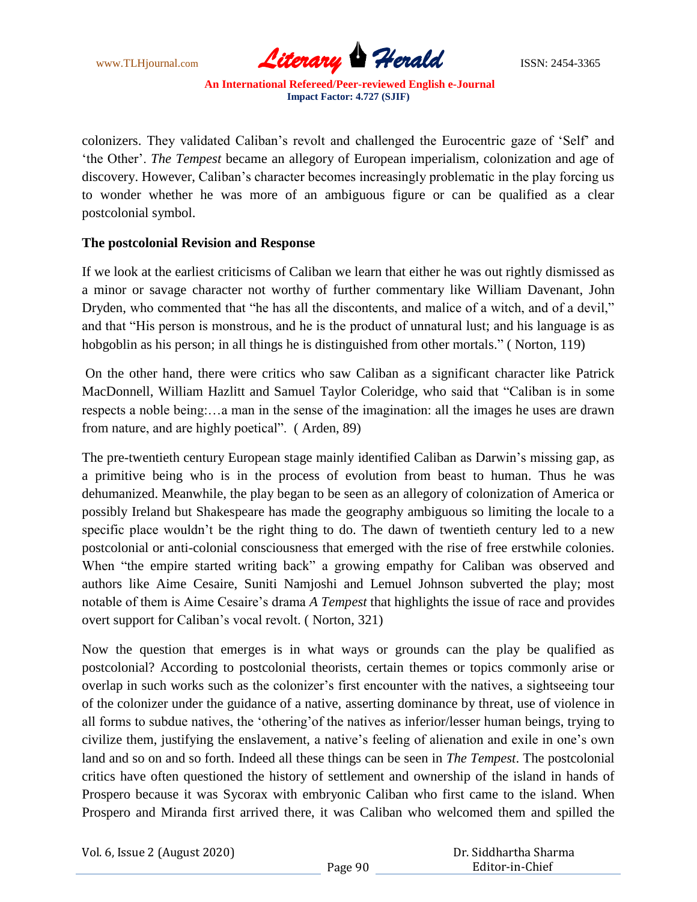colonizers. They validated Caliban's revolt and challenged the Eurocentric gaze of 'Self' and 'the Other'. *The Tempest* became an allegory of European imperialism, colonization and age of discovery. However, Caliban's character becomes increasingly problematic in the play forcing us to wonder whether he was more of an ambiguous figure or can be qualified as a clear postcolonial symbol.

**The postcolonial Revision and Response**

If we look at the earliest criticisms of Caliban we learn that either he was out rightly dismissed as a minor or savage character not worthy of further commentary like William Davenant, John Dryden, who commented that "he has all the discontents, and malice of a witch, and of a devil," and that "His person is monstrous, and he is the product of unnatural lust; and his language is as hobgoblin as his person; in all things he is distinguished from other mortals." ( Norton, 119)

On the other hand, there were critics who saw Caliban as a significant character like Patrick MacDonnell, William Hazlitt and Samuel Taylor Coleridge, who said that "Caliban is in some respects a noble being:…a man in the sense of the imagination: all the images he uses are drawn from nature, and are highly poetical". ( Arden, 89)

The pre-twentieth century European stage mainly identified Caliban as Darwin's missing gap, as a primitive being who is in the process of evolution from beast to human. Thus he was dehumanized. Meanwhile, the play began to be seen as an allegory of colonization of America or possibly Ireland but Shakespeare has made the geography ambiguous so limiting the locale to a specific place wouldn't be the right thing to do. The dawn of twentieth century led to a new postcolonial or anti-colonial consciousness that emerged with the rise of free erstwhile colonies. When "the empire started writing back" a growing empathy for Caliban was observed and authors like Aime Cesaire, Suniti Namjoshi and Lemuel Johnson subverted the play; most notable of them is Aime Cesaire's drama *A Tempest* that highlights the issue of race and provides overt support for Caliban's vocal revolt. ( Norton, 321)

Now the question that emerges is in what ways or grounds can the play be qualified as postcolonial? According to postcolonial theorists, certain themes or topics commonly arise or overlap in such works such as the colonizer's first encounter with the natives, a sightseeing tour of the colonizer under the guidance of a native, asserting dominance by threat, use of violence in all forms to subdue natives, the 'othering'of the natives as inferior/lesser human beings, trying to civilize them, justifying the enslavement, a native's feeling of alienation and exile in one's own land and so on and so forth. Indeed all these things can be seen in *The Tempest*. The postcolonial critics have often questioned the history of settlement and ownership of the island in hands of Prospero because it was Sycorax with embryonic Caliban who first came to the island. When Prospero and Miranda first arrived there, it was Caliban who welcomed them and spilled the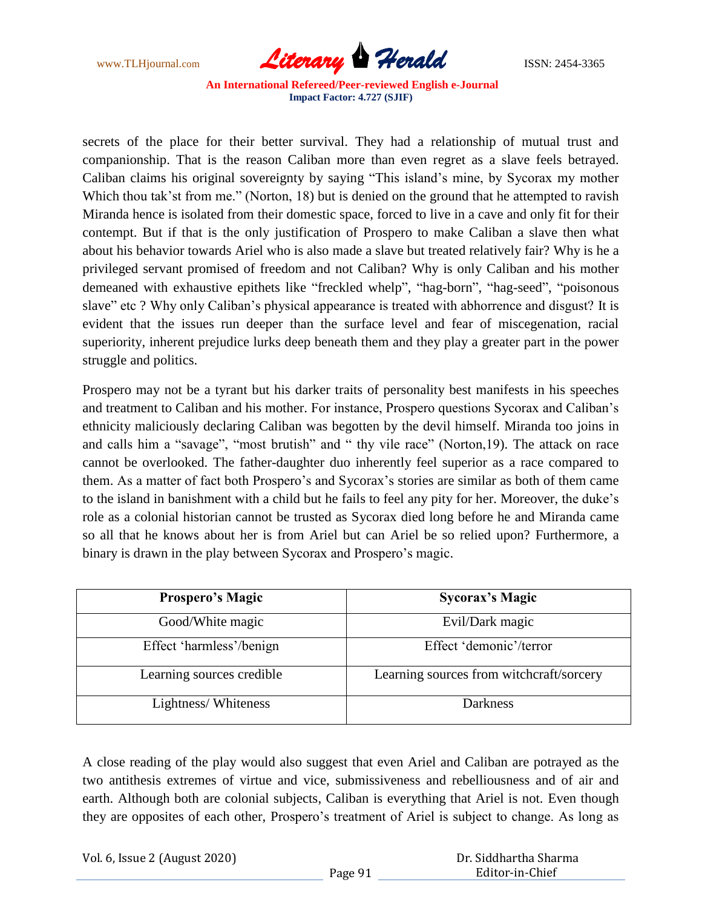secrets of the place for their better survival. They had a relationship of mutual trust and companionship. That is the reason Caliban more than even regret as a slave feels betrayed. Caliban claims his original sovereignty by saying “This island’s mine, by Sycorax my mother Which thou tak’st from me.” (Norton, 18) but is denied on the ground that he attempted to ravish Miranda hence is isolated from their domestic space, forced to live in a cave and only fit for their contempt. But if that is the only justification of Prospero to make Caliban a slave then what about his behavior towards Ariel who is also made a slave but treated relatively fair? Why is he a privileged servant promised of freedom and not Caliban? Why is only Caliban and his mother demeaned with exhaustive epithets like “freckled whelp”, “hag-born”, “hag-seed”, “poisonous slave” etc ? Why only Caliban’s physical appearance is treated with abhorrence and disgust? It is evident that the issues run deeper than the surface level and fear of miscegenation, racial superiority, inherent prejudice lurks deep beneath them and they play a greater part in the power struggle and politics.

Prospero may not be a tyrant but his darker traits of personality best manifests in his speeches and treatment to Caliban and his mother. For instance, Prospero questions Sycorax and Caliban’s ethnicity maliciously declaring Caliban was begotten by the devil himself. Miranda too joins in and calls him a “savage”, “most brutish” and “ thy vile race” (Norton,19). The attack on race cannot be overlooked. The father-daughter duo inherently feel superior as a race compared to them. As a matter of fact both Prospero’s and Sycorax’s stories are similar as both of them came to the island in banishment with a child but he fails to feel any pity for her. Moreover, the duke’s role as a colonial historian cannot be trusted as Sycorax died long before he and Miranda came so all that he knows about her is from Ariel but can Ariel be so relied upon? Furthermore, a binary is drawn in the play between Sycorax and Prospero’s magic.

| **Prospero’s Magic** | **Sycorax’s Magic** |
|---|---|
| Good/White magic | Evil/Dark magic |
| Effect ‘harmless’/benign | Effect ‘demonic’/terror |
| Learning sources credible | Learning sources from witchcraft/sorcery |
| Lightness/ Whiteness | Darkness |

A close reading of the play would also suggest that even Ariel and Caliban are potrayed as the two antithesis extremes of virtue and vice, submissiveness and rebelliousness and of air and earth. Although both are colonial subjects, Caliban is everything that Ariel is not. Even though they are opposites of each other, Prospero’s treatment of Ariel is subject to change. As long as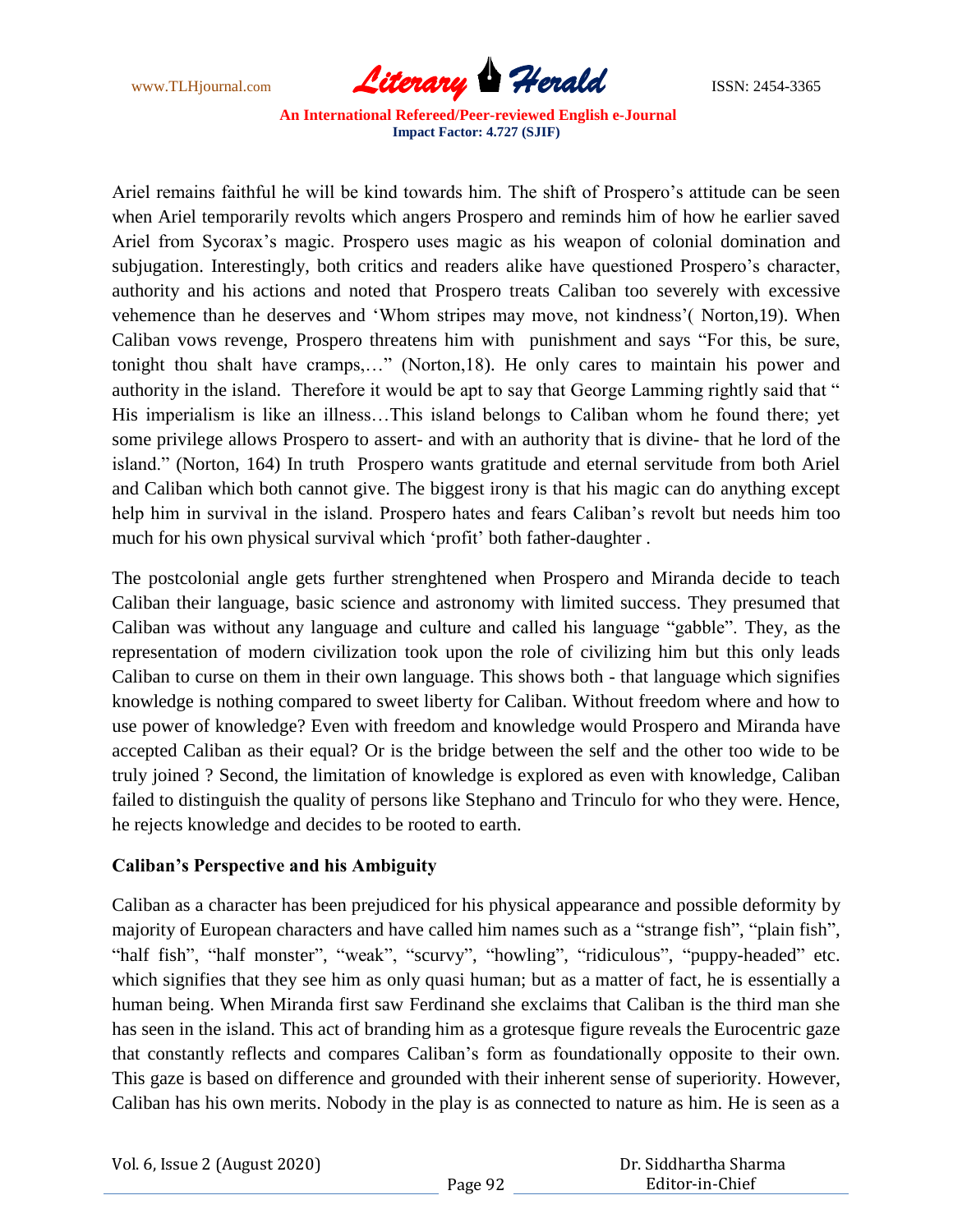Ariel remains faithful he will be kind towards him. The shift of Prospero's attitude can be seen when Ariel temporarily revolts which angers Prospero and reminds him of how he earlier saved Ariel from Sycorax's magic. Prospero uses magic as his weapon of colonial domination and subjugation. Interestingly, both critics and readers alike have questioned Prospero's character, authority and his actions and noted that Prospero treats Caliban too severely with excessive vehemence than he deserves and 'Whom stripes may move, not kindness'( Norton,19). When Caliban vows revenge, Prospero threatens him with punishment and says "For this, be sure, tonight thou shalt have cramps,…" (Norton,18). He only cares to maintain his power and authority in the island. Therefore it would be apt to say that George Lamming rightly said that " His imperialism is like an illness…This island belongs to Caliban whom he found there; yet some privilege allows Prospero to assert- and with an authority that is divine- that he lord of the island." (Norton, 164) In truth Prospero wants gratitude and eternal servitude from both Ariel and Caliban which both cannot give. The biggest irony is that his magic can do anything except help him in survival in the island. Prospero hates and fears Caliban's revolt but needs him too much for his own physical survival which 'profit' both father-daughter .

The postcolonial angle gets further strenghtened when Prospero and Miranda decide to teach Caliban their language, basic science and astronomy with limited success. They presumed that Caliban was without any language and culture and called his language "gabble". They, as the representation of modern civilization took upon the role of civilizing him but this only leads Caliban to curse on them in their own language. This shows both - that language which signifies knowledge is nothing compared to sweet liberty for Caliban. Without freedom where and how to use power of knowledge? Even with freedom and knowledge would Prospero and Miranda have accepted Caliban as their equal? Or is the bridge between the self and the other too wide to be truly joined ? Second, the limitation of knowledge is explored as even with knowledge, Caliban failed to distinguish the quality of persons like Stephano and Trinculo for who they were. Hence, he rejects knowledge and decides to be rooted to earth.

**Caliban's Perspective and his Ambiguity**

Caliban as a character has been prejudiced for his physical appearance and possible deformity by majority of European characters and have called him names such as a "strange fish", "plain fish", "half fish", "half monster", "weak", "scurvy", "howling", "ridiculous", "puppy-headed" etc. which signifies that they see him as only quasi human; but as a matter of fact, he is essentially a human being. When Miranda first saw Ferdinand she exclaims that Caliban is the third man she has seen in the island. This act of branding him as a grotesque figure reveals the Eurocentric gaze that constantly reflects and compares Caliban's form as foundationally opposite to their own. This gaze is based on difference and grounded with their inherent sense of superiority. However, Caliban has his own merits. Nobody in the play is as connected to nature as him. He is seen as a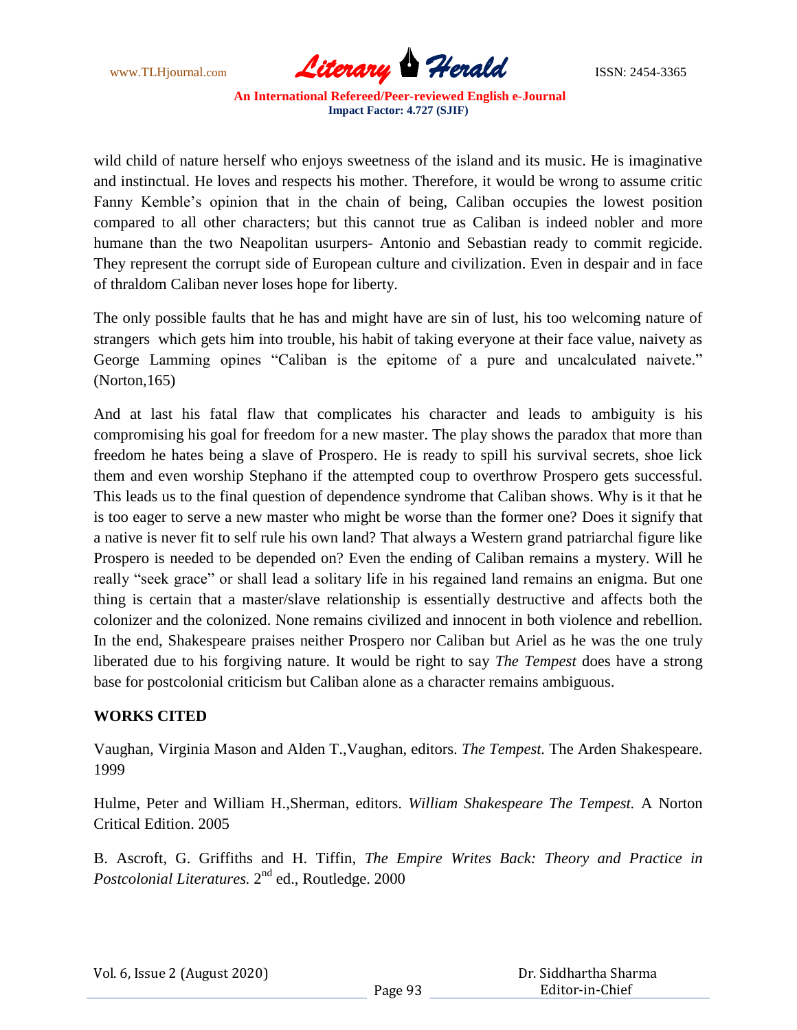wild child of nature herself who enjoys sweetness of the island and its music. He is imaginative and instinctual. He loves and respects his mother. Therefore, it would be wrong to assume critic Fanny Kemble's opinion that in the chain of being, Caliban occupies the lowest position compared to all other characters; but this cannot true as Caliban is indeed nobler and more humane than the two Neapolitan usurpers- Antonio and Sebastian ready to commit regicide. They represent the corrupt side of European culture and civilization. Even in despair and in face of thraldom Caliban never loses hope for liberty.

The only possible faults that he has and might have are sin of lust, his too welcoming nature of strangers which gets him into trouble, his habit of taking everyone at their face value, naivety as George Lamming opines "Caliban is the epitome of a pure and uncalculated naivete." (Norton,165)

And at last his fatal flaw that complicates his character and leads to ambiguity is his compromising his goal for freedom for a new master. The play shows the paradox that more than freedom he hates being a slave of Prospero. He is ready to spill his survival secrets, shoe lick them and even worship Stephano if the attempted coup to overthrow Prospero gets successful. This leads us to the final question of dependence syndrome that Caliban shows. Why is it that he is too eager to serve a new master who might be worse than the former one? Does it signify that a native is never fit to self rule his own land? That always a Western grand patriarchal figure like Prospero is needed to be depended on? Even the ending of Caliban remains a mystery. Will he really "seek grace" or shall lead a solitary life in his regained land remains an enigma. But one thing is certain that a master/slave relationship is essentially destructive and affects both the colonizer and the colonized. None remains civilized and innocent in both violence and rebellion. In the end, Shakespeare praises neither Prospero nor Caliban but Ariel as he was the one truly liberated due to his forgiving nature. It would be right to say *The Tempest* does have a strong base for postcolonial criticism but Caliban alone as a character remains ambiguous.

## WORKS CITED

Vaughan, Virginia Mason and Alden T.,Vaughan, editors. *The Tempest.* The Arden Shakespeare. 1999

Hulme, Peter and William H.,Sherman, editors. *William Shakespeare The Tempest.* A Norton Critical Edition. 2005

B. Ascroft, G. Griffiths and H. Tiffin, *The Empire Writes Back: Theory and Practice in Postcolonial Literatures.* 2nd ed., Routledge. 2000